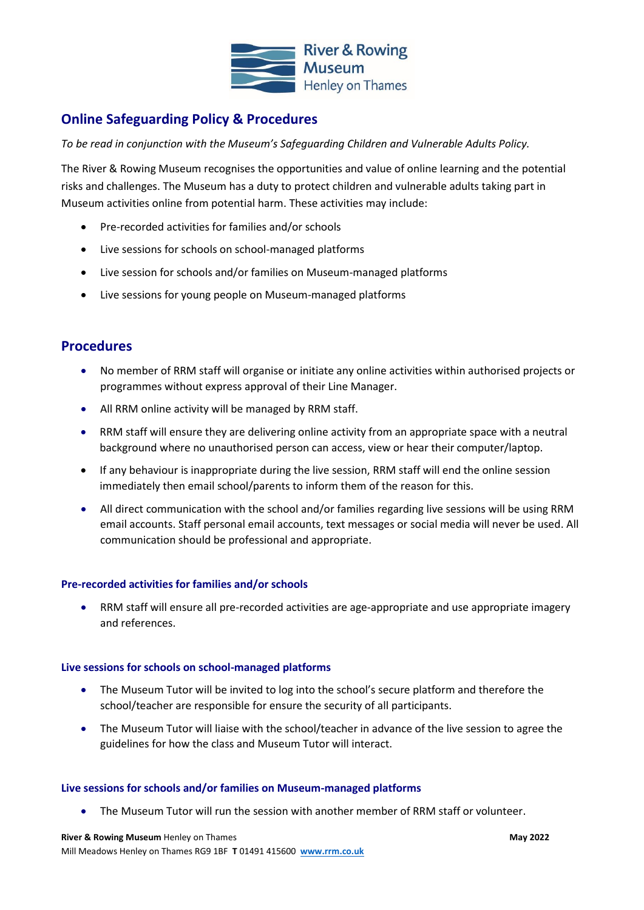# Online Safeguarding Policy & Procedures

*To be read in conjunction with the Museum's Safeguarding Children and Vulnerable Adults Policy.*

The River & Rowing Museum recognises the opportunities and value of online learning and the potential risks and challenges. The Museum has a duty to protect children and vulnerable adults taking part in Museum activities online from potential harm. These activities may include:

- Pre-recorded activities for families and/or schools
- Live sessions for schools on school-managed platforms
- Live session for schools and/or families on Museum-managed platforms
- Live sessions for young people on Museum-managed platforms

## Procedures

- No member of RRM staff will organise or initiate any online activities within authorised projects or programmes without express approval of their Line Manager.
- All RRM online activity will be managed by RRM staff.
- RRM staff will ensure they are delivering online activity from an appropriate space with a neutral background where no unauthorised person can access, view or hear their computer/laptop.
- If any behaviour is inappropriate during the live session, RRM staff will end the online session immediately then email school/parents to inform them of the reason for this.
- All direct communication with the school and/or families regarding live sessions will be using RRM email accounts. Staff personal email accounts, text messages or social media will never be used. All communication should be professional and appropriate.

### Pre-recorded activities for families and/or schools

- RRM staff will ensure all pre-recorded activities are age-appropriate and use appropriate imagery and references.

### Live sessions for schools on school-managed platforms

- The Museum Tutor will be invited to log into the school's secure platform and therefore the school/teacher are responsible for ensure the security of all participants.
- The Museum Tutor will liaise with the school/teacher in advance of the live session to agree the guidelines for how the class and Museum Tutor will interact.

### Live sessions for schools and/or families on Museum-managed platforms

- The Museum Tutor will run the session with another member of RRM staff or volunteer.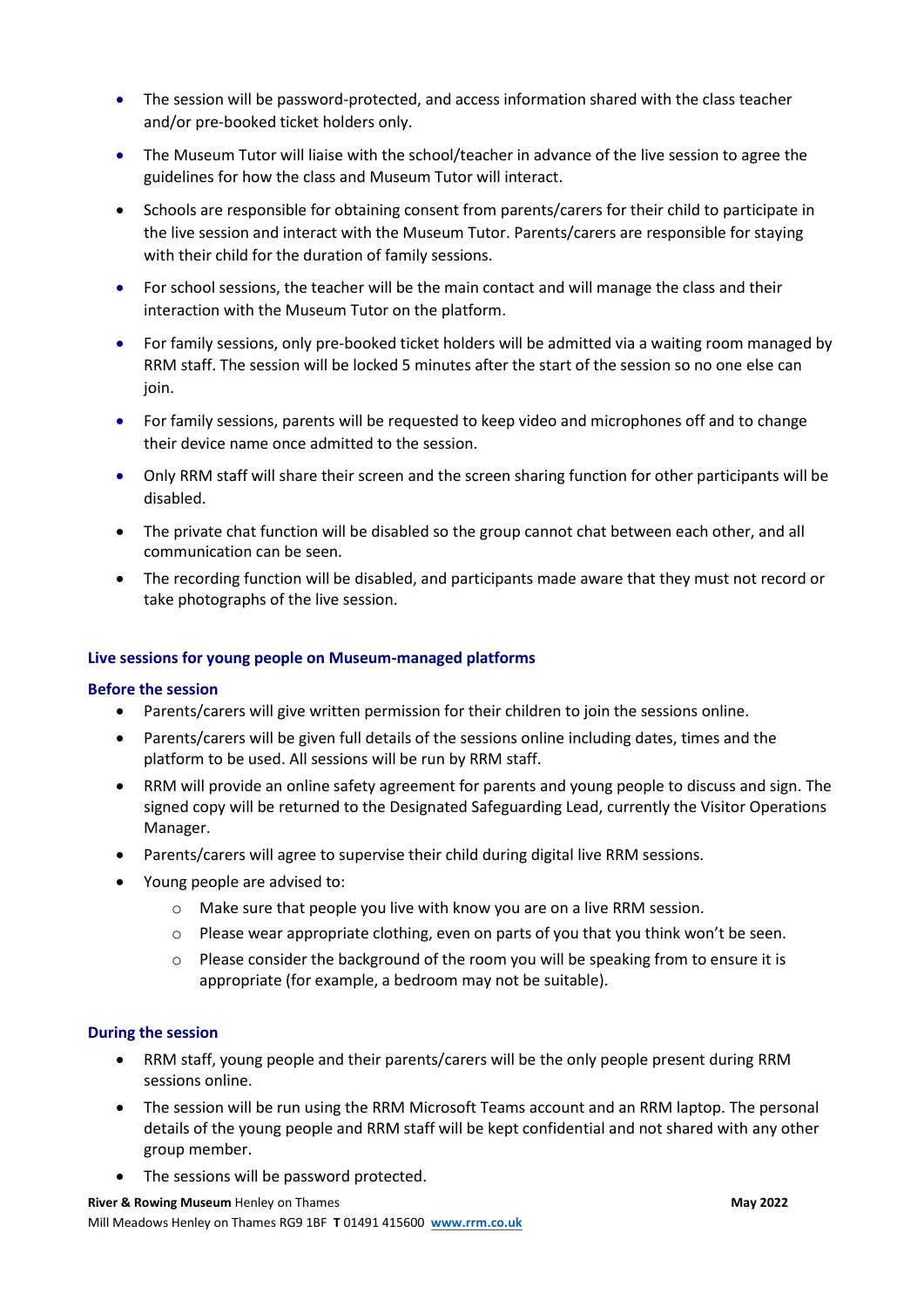- The session will be password-protected, and access information shared with the class teacher and/or pre-booked ticket holders only.
- The Museum Tutor will liaise with the school/teacher in advance of the live session to agree the guidelines for how the class and Museum Tutor will interact.
- Schools are responsible for obtaining consent from parents/carers for their child to participate in the live session and interact with the Museum Tutor. Parents/carers are responsible for staying with their child for the duration of family sessions.
- For school sessions, the teacher will be the main contact and will manage the class and their interaction with the Museum Tutor on the platform.
- For family sessions, only pre-booked ticket holders will be admitted via a waiting room managed by RRM staff. The session will be locked 5 minutes after the start of the session so no one else can join.
- For family sessions, parents will be requested to keep video and microphones off and to change their device name once admitted to the session.
- Only RRM staff will share their screen and the screen sharing function for other participants will be disabled.
- The private chat function will be disabled so the group cannot chat between each other, and all communication can be seen.
- The recording function will be disabled, and participants made aware that they must not record or take photographs of the live session.

### Live sessions for young people on Museum-managed platforms

#### Before the session

- Parents/carers will give written permission for their children to join the sessions online.
- Parents/carers will be given full details of the sessions online including dates, times and the platform to be used. All sessions will be run by RRM staff.
- RRM will provide an online safety agreement for parents and young people to discuss and sign. The signed copy will be returned to the Designated Safeguarding Lead, currently the Visitor Operations Manager.
- Parents/carers will agree to supervise their child during digital live RRM sessions.
- Young people are advised to:
    - Make sure that people you live with know you are on a live RRM session.
    - Please wear appropriate clothing, even on parts of you that you think won't be seen.
    - Please consider the background of the room you will be speaking from to ensure it is appropriate (for example, a bedroom may not be suitable).

#### During the session

- RRM staff, young people and their parents/carers will be the only people present during RRM sessions online.
- The session will be run using the RRM Microsoft Teams account and an RRM laptop. The personal details of the young people and RRM staff will be kept confidential and not shared with any other group member.
- The sessions will be password protected.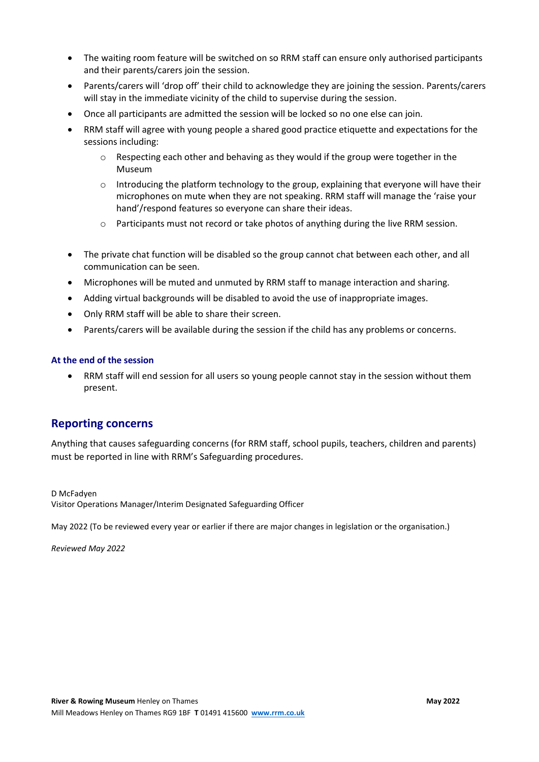- The waiting room feature will be switched on so RRM staff can ensure only authorised participants and their parents/carers join the session.
- Parents/carers will 'drop off' their child to acknowledge they are joining the session. Parents/carers will stay in the immediate vicinity of the child to supervise during the session.
- Once all participants are admitted the session will be locked so no one else can join.
- RRM staff will agree with young people a shared good practice etiquette and expectations for the sessions including:
    - Respecting each other and behaving as they would if the group were together in the Museum
    - Introducing the platform technology to the group, explaining that everyone will have their microphones on mute when they are not speaking. RRM staff will manage the 'raise your hand'/respond features so everyone can share their ideas.
    - Participants must not record or take photos of anything during the live RRM session.
- The private chat function will be disabled so the group cannot chat between each other, and all communication can be seen.
- Microphones will be muted and unmuted by RRM staff to manage interaction and sharing.
- Adding virtual backgrounds will be disabled to avoid the use of inappropriate images.
- Only RRM staff will be able to share their screen.
- Parents/carers will be available during the session if the child has any problems or concerns.

### At the end of the session

- RRM staff will end session for all users so young people cannot stay in the session without them present.

## Reporting concerns

Anything that causes safeguarding concerns (for RRM staff, school pupils, teachers, children and parents) must be reported in line with RRM's Safeguarding procedures.

D McFadyen
Visitor Operations Manager/Interim Designated Safeguarding Officer

May 2022 (To be reviewed every year or earlier if there are major changes in legislation or the organisation.)

*Reviewed May 2022*